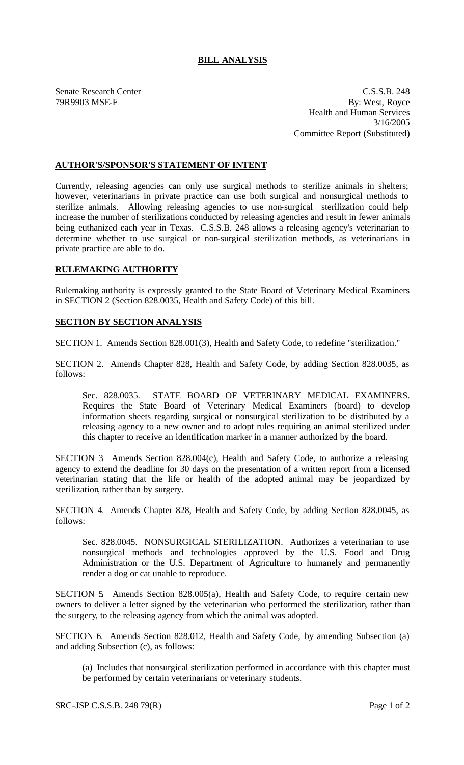# BILL ANALYSIS

Senate Research Center
79R9903 MSE-F

C.S.S.B. 248
By: West, Royce
Health and Human Services
3/16/2005
Committee Report (Substituted)

## AUTHOR'S/SPONSOR'S STATEMENT OF INTENT

Currently, releasing agencies can only use surgical methods to sterilize animals in shelters; however, veterinarians in private practice can use both surgical and nonsurgical methods to sterilize animals. Allowing releasing agencies to use non-surgical sterilization could help increase the number of sterilizations conducted by releasing agencies and result in fewer animals being euthanized each year in Texas. C.S.S.B. 248 allows a releasing agency's veterinarian to determine whether to use surgical or non-surgical sterilization methods, as veterinarians in private practice are able to do.

## RULEMAKING AUTHORITY

Rulemaking authority is expressly granted to the State Board of Veterinary Medical Examiners in SECTION 2 (Section 828.0035, Health and Safety Code) of this bill.

## SECTION BY SECTION ANALYSIS

SECTION 1. Amends Section 828.001(3), Health and Safety Code, to redefine "sterilization."

SECTION 2. Amends Chapter 828, Health and Safety Code, by adding Section 828.0035, as follows:

Sec. 828.0035. STATE BOARD OF VETERINARY MEDICAL EXAMINERS. Requires the State Board of Veterinary Medical Examiners (board) to develop information sheets regarding surgical or nonsurgical sterilization to be distributed by a releasing agency to a new owner and to adopt rules requiring an animal sterilized under this chapter to receive an identification marker in a manner authorized by the board.

SECTION 3. Amends Section 828.004(c), Health and Safety Code, to authorize a releasing agency to extend the deadline for 30 days on the presentation of a written report from a licensed veterinarian stating that the life or health of the adopted animal may be jeopardized by sterilization, rather than by surgery.

SECTION 4. Amends Chapter 828, Health and Safety Code, by adding Section 828.0045, as follows:

Sec. 828.0045. NONSURGICAL STERILIZATION. Authorizes a veterinarian to use nonsurgical methods and technologies approved by the U.S. Food and Drug Administration or the U.S. Department of Agriculture to humanely and permanently render a dog or cat unable to reproduce.

SECTION 5. Amends Section 828.005(a), Health and Safety Code, to require certain new owners to deliver a letter signed by the veterinarian who performed the sterilization, rather than the surgery, to the releasing agency from which the animal was adopted.

SECTION 6. Amends Section 828.012, Health and Safety Code, by amending Subsection (a) and adding Subsection (c), as follows:

(a) Includes that nonsurgical sterilization performed in accordance with this chapter must be performed by certain veterinarians or veterinary students.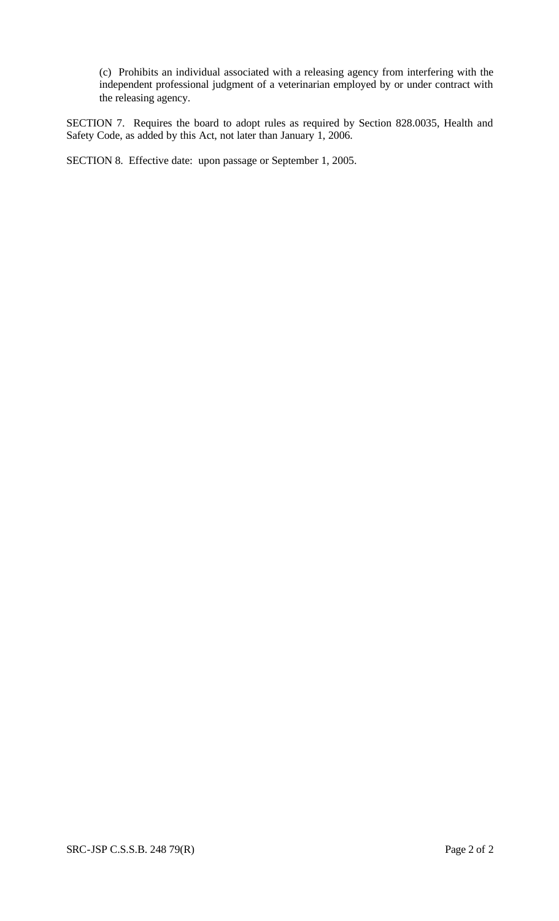(c) Prohibits an individual associated with a releasing agency from interfering with the independent professional judgment of a veterinarian employed by or under contract with the releasing agency.

SECTION 7. Requires the board to adopt rules as required by Section 828.0035, Health and Safety Code, as added by this Act, not later than January 1, 2006.

SECTION 8. Effective date: upon passage or September 1, 2005.